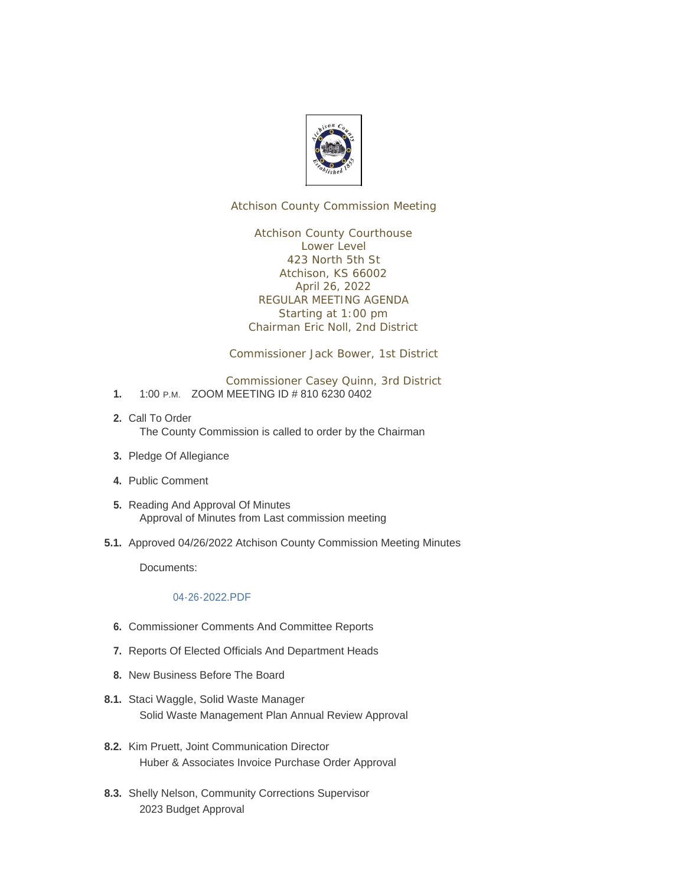Atchison County Commission Meeting

Atchison County Courthouse
Lower Level
423 North 5th St
Atchison, KS 66002
April 26, 2022
REGULAR MEETING AGENDA
Starting at 1:00 pm
Chairman Eric Noll, 2nd District

Commissioner Jack Bower, 1st District

Commissioner Casey Quinn, 3rd District

**1.** 1:00 P.M. ZOOM MEETING ID # 810 6230 0402

**2.** Call To Order
The County Commission is called to order by the Chairman

**3.** Pledge Of Allegiance

**4.** Public Comment

**5.** Reading And Approval Of Minutes
Approval of Minutes from Last commission meeting

**5.1.** Approved 04/26/2022 Atchison County Commission Meeting Minutes

Documents:

04-26-2022.PDF

**6.** Commissioner Comments And Committee Reports

**7.** Reports Of Elected Officials And Department Heads

**8.** New Business Before The Board

**8.1.** Staci Waggle, Solid Waste Manager
Solid Waste Management Plan Annual Review Approval

**8.2.** Kim Pruett, Joint Communication Director
Huber & Associates Invoice Purchase Order Approval

**8.3.** Shelly Nelson, Community Corrections Supervisor
2023 Budget Approval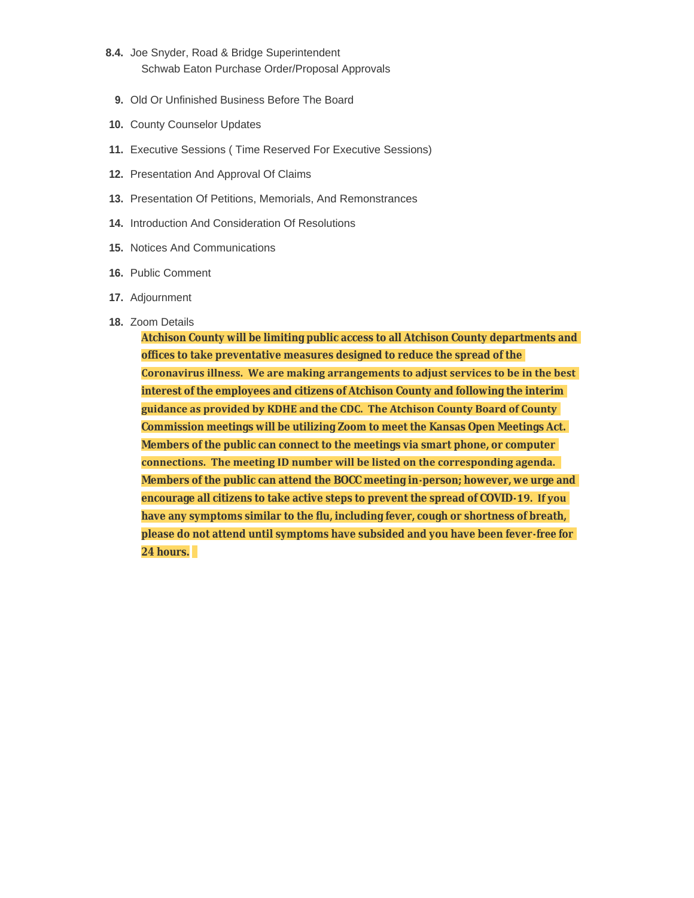**8.4.** Joe Snyder, Road & Bridge Superintendent
Schwab Eaton Purchase Order/Proposal Approvals

**9.** Old Or Unfinished Business Before The Board

**10.** County Counselor Updates

**11.** Executive Sessions ( Time Reserved For Executive Sessions)

**12.** Presentation And Approval Of Claims

**13.** Presentation Of Petitions, Memorials, And Remonstrances

**14.** Introduction And Consideration Of Resolutions

**15.** Notices And Communications

**16.** Public Comment

**17.** Adjournment

**18.** Zoom Details

**Atchison County will be limiting public access to all Atchison County departments and offices to take preventative measures designed to reduce the spread of the Coronavirus illness. We are making arrangements to adjust services to be in the best interest of the employees and citizens of Atchison County and following the interim guidance as provided by KDHE and the CDC. The Atchison County Board of County Commission meetings will be utilizing Zoom to meet the Kansas Open Meetings Act. Members of the public can connect to the meetings via smart phone, or computer connections. The meeting ID number will be listed on the corresponding agenda. Members of the public can attend the BOCC meeting in-person; however, we urge and encourage all citizens to take active steps to prevent the spread of COVID-19. If you have any symptoms similar to the flu, including fever, cough or shortness of breath, please do not attend until symptoms have subsided and you have been fever-free for 24 hours.**